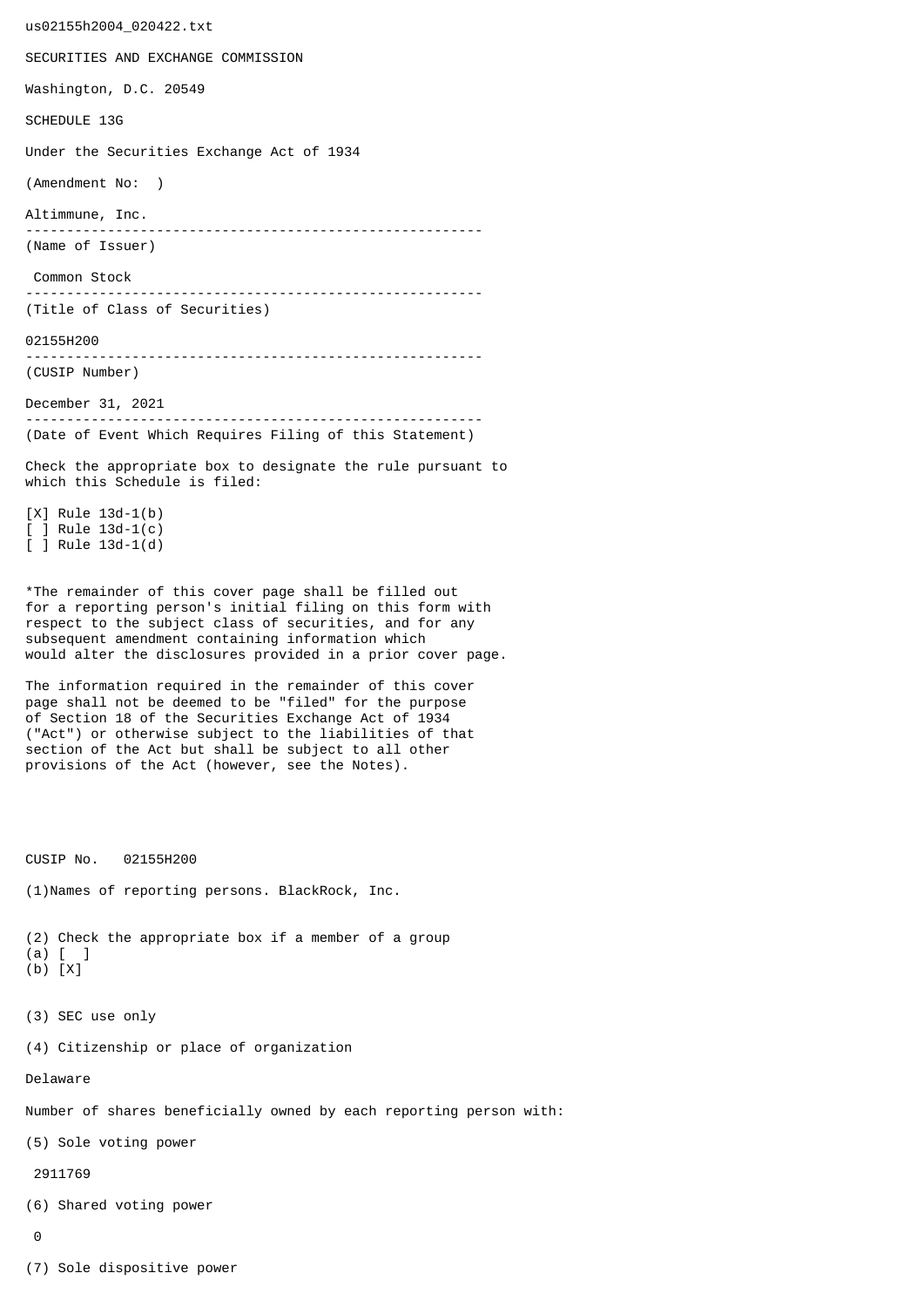us02155h2004_020422.txt

SECURITIES AND EXCHANGE COMMISSION

Washington, D.C. 20549

SCHEDULE 13G

Under the Securities Exchange Act of 1934

(Amendment No: )

Altimmune, Inc.

(Name of Issuer)

Common Stock

(Title of Class of Securities)

02155H200

(CUSIP Number)

December 31, 2021

(Date of Event Which Requires Filing of this Statement)

Check the appropriate box to designate the rule pursuant to which this Schedule is filed:

[X] Rule 13d-1(b)
[ ] Rule 13d-1(c)
[ ] Rule 13d-1(d)

*The remainder of this cover page shall be filled out for a reporting person's initial filing on this form with respect to the subject class of securities, and for any subsequent amendment containing information which would alter the disclosures provided in a prior cover page.

The information required in the remainder of this cover page shall not be deemed to be "filed" for the purpose of Section 18 of the Securities Exchange Act of 1934 ("Act") or otherwise subject to the liabilities of that section of the Act but shall be subject to all other provisions of the Act (however, see the Notes).

CUSIP No. 02155H200

(1)Names of reporting persons. BlackRock, Inc.

(2) Check the appropriate box if a member of a group
(a) [ ]
(b) [X]

(3) SEC use only

(4) Citizenship or place of organization

Delaware

Number of shares beneficially owned by each reporting person with:

(5) Sole voting power

2911769

(6) Shared voting power

0

(7) Sole dispositive power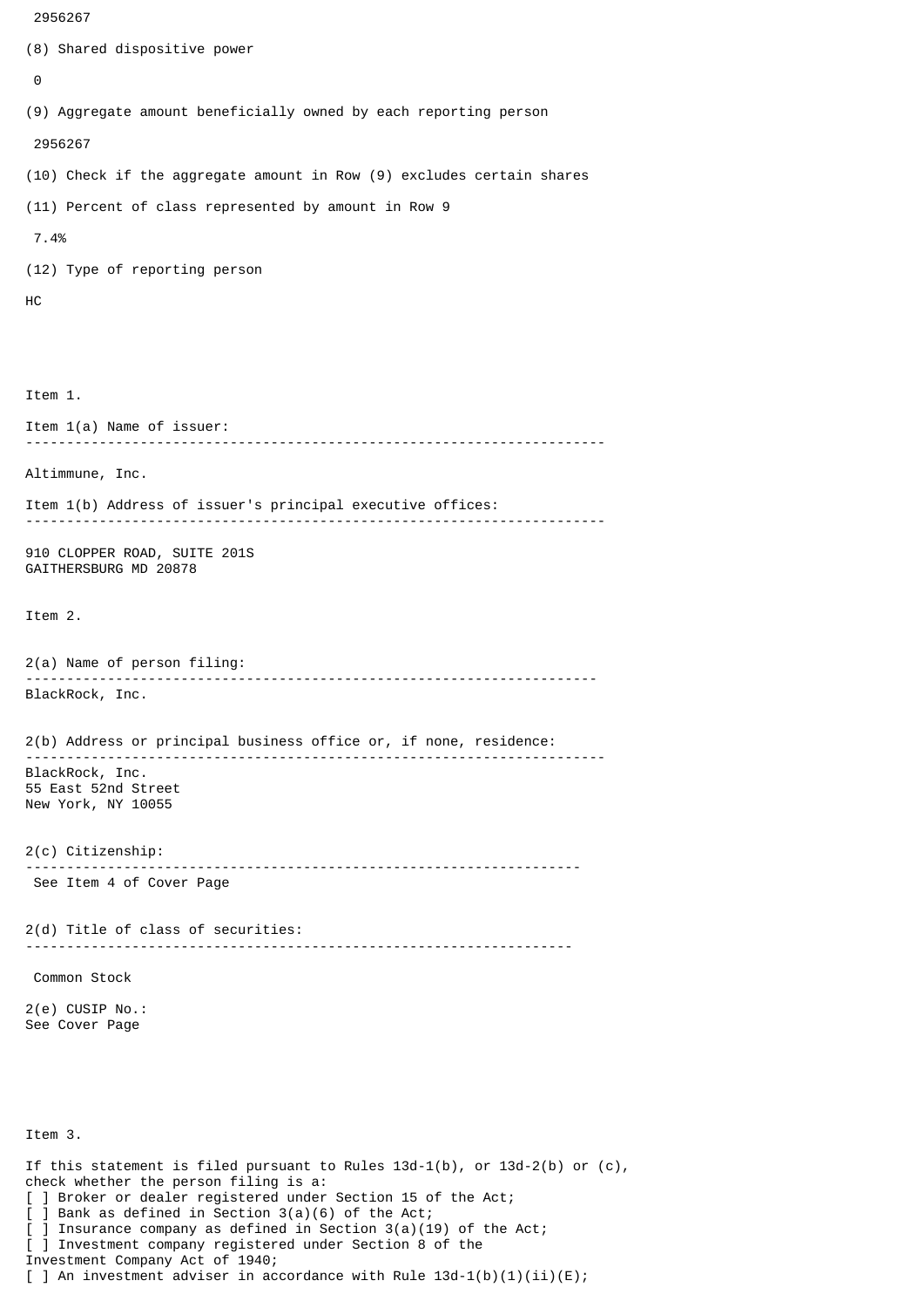2956267

(8) Shared dispositive power

0

(9) Aggregate amount beneficially owned by each reporting person

2956267

(10) Check if the aggregate amount in Row (9) excludes certain shares

(11) Percent of class represented by amount in Row 9

7.4%

(12) Type of reporting person

HC

Item 1.

Item 1(a) Name of issuer:

---

Altimmune, Inc.

Item 1(b) Address of issuer's principal executive offices:

---

910 CLOPPER ROAD, SUITE 201S
GAITHERSBURG MD 20878

Item 2.

2(a) Name of person filing:

---

BlackRock, Inc.

2(b) Address or principal business office or, if none, residence:

---

BlackRock, Inc.
55 East 52nd Street
New York, NY 10055

2(c) Citizenship:

---

See Item 4 of Cover Page

2(d) Title of class of securities:

---

Common Stock

2(e) CUSIP No.:
See Cover Page

Item 3.

If this statement is filed pursuant to Rules 13d-1(b), or 13d-2(b) or (c),
check whether the person filing is a:
[ ] Broker or dealer registered under Section 15 of the Act;
[ ] Bank as defined in Section 3(a)(6) of the Act;
[ ] Insurance company as defined in Section 3(a)(19) of the Act;
[ ] Investment company registered under Section 8 of the
Investment Company Act of 1940;
[ ] An investment adviser in accordance with Rule 13d-1(b)(1)(ii)(E);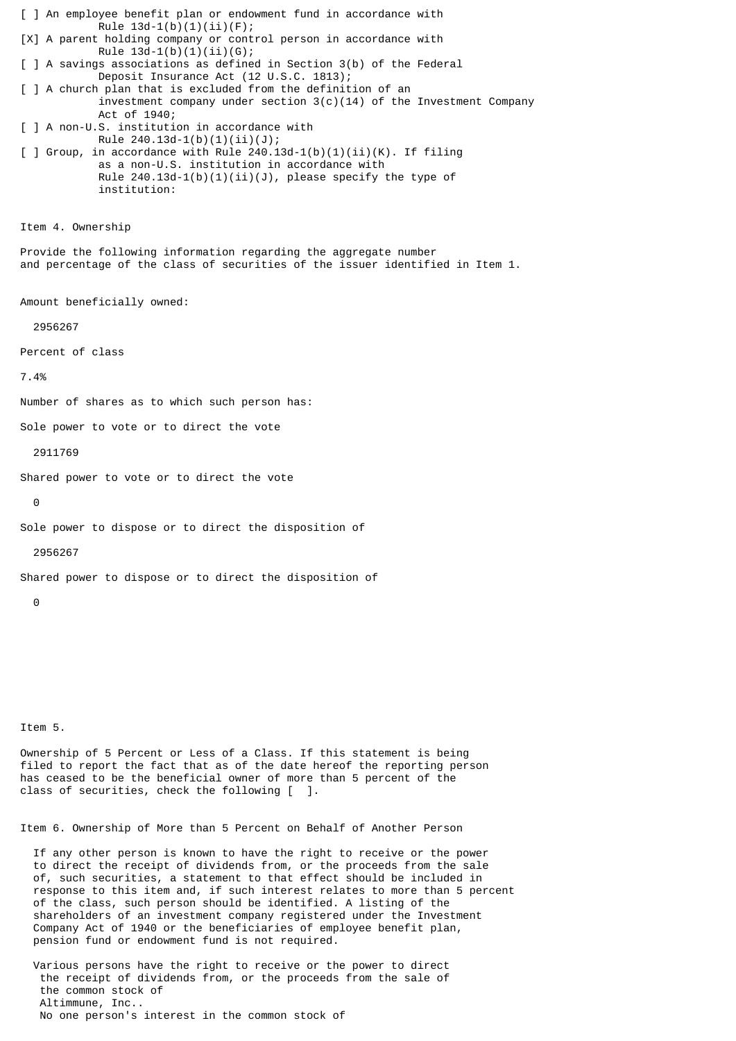[ ] An employee benefit plan or endowment fund in accordance with Rule 13d-1(b)(1)(ii)(F);

[X] A parent holding company or control person in accordance with Rule 13d-1(b)(1)(ii)(G);

[ ] A savings associations as defined in Section 3(b) of the Federal Deposit Insurance Act (12 U.S.C. 1813);

[ ] A church plan that is excluded from the definition of an investment company under section 3(c)(14) of the Investment Company Act of 1940;

[ ] A non-U.S. institution in accordance with Rule 240.13d-1(b)(1)(ii)(J);

[ ] Group, in accordance with Rule 240.13d-1(b)(1)(ii)(K). If filing as a non-U.S. institution in accordance with Rule 240.13d-1(b)(1)(ii)(J), please specify the type of institution:

Item 4. Ownership

Provide the following information regarding the aggregate number and percentage of the class of securities of the issuer identified in Item 1.

Amount beneficially owned:

2956267

Percent of class

7.4%

Number of shares as to which such person has:

Sole power to vote or to direct the vote

2911769

Shared power to vote or to direct the vote

0

Sole power to dispose or to direct the disposition of

2956267

Shared power to dispose or to direct the disposition of

0

Item 5.

Ownership of 5 Percent or Less of a Class. If this statement is being filed to report the fact that as of the date hereof the reporting person has ceased to be the beneficial owner of more than 5 percent of the class of securities, check the following [ ].

Item 6. Ownership of More than 5 Percent on Behalf of Another Person

If any other person is known to have the right to receive or the power to direct the receipt of dividends from, or the proceeds from the sale of, such securities, a statement to that effect should be included in response to this item and, if such interest relates to more than 5 percent of the class, such person should be identified. A listing of the shareholders of an investment company registered under the Investment Company Act of 1940 or the beneficiaries of employee benefit plan, pension fund or endowment fund is not required.

Various persons have the right to receive or the power to direct the receipt of dividends from, or the proceeds from the sale of the common stock of Altimmune, Inc.. No one person's interest in the common stock of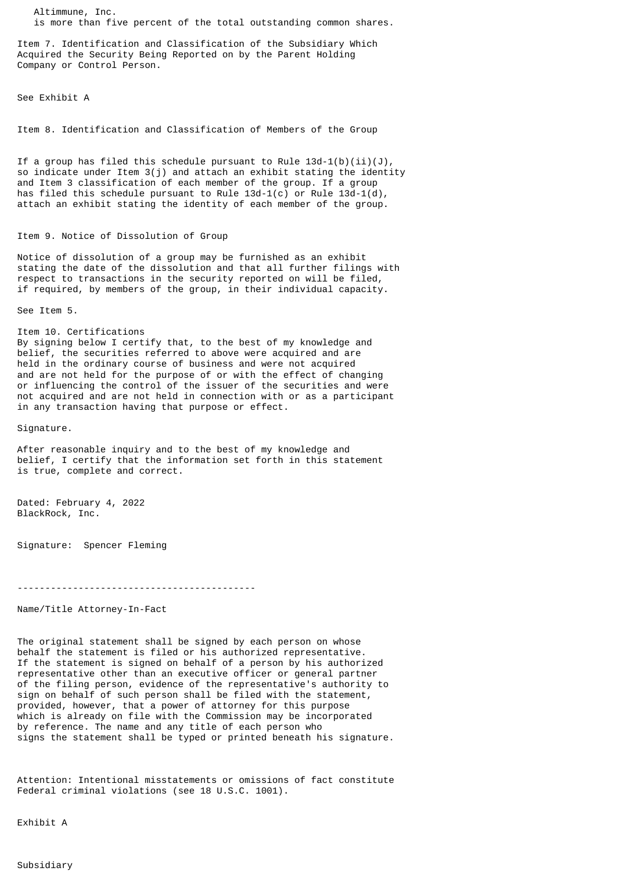Altimmune, Inc.
is more than five percent of the total outstanding common shares.

Item 7. Identification and Classification of the Subsidiary Which Acquired the Security Being Reported on by the Parent Holding Company or Control Person.

See Exhibit A

Item 8. Identification and Classification of Members of the Group

If a group has filed this schedule pursuant to Rule 13d-1(b)(ii)(J), so indicate under Item 3(j) and attach an exhibit stating the identity and Item 3 classification of each member of the group. If a group has filed this schedule pursuant to Rule 13d-1(c) or Rule 13d-1(d), attach an exhibit stating the identity of each member of the group.

Item 9. Notice of Dissolution of Group

Notice of dissolution of a group may be furnished as an exhibit stating the date of the dissolution and that all further filings with respect to transactions in the security reported on will be filed, if required, by members of the group, in their individual capacity.

See Item 5.

Item 10. Certifications
By signing below I certify that, to the best of my knowledge and belief, the securities referred to above were acquired and are held in the ordinary course of business and were not acquired and are not held for the purpose of or with the effect of changing or influencing the control of the issuer of the securities and were not acquired and are not held in connection with or as a participant in any transaction having that purpose or effect.

Signature.

After reasonable inquiry and to the best of my knowledge and belief, I certify that the information set forth in this statement is true, complete and correct.

Dated: February 4, 2022
BlackRock, Inc.

Signature: Spencer Fleming

-------------------------------------------

Name/Title Attorney-In-Fact

The original statement shall be signed by each person on whose behalf the statement is filed or his authorized representative. If the statement is signed on behalf of a person by his authorized representative other than an executive officer or general partner of the filing person, evidence of the representative's authority to sign on behalf of such person shall be filed with the statement, provided, however, that a power of attorney for this purpose which is already on file with the Commission may be incorporated by reference. The name and any title of each person who signs the statement shall be typed or printed beneath his signature.

Attention: Intentional misstatements or omissions of fact constitute Federal criminal violations (see 18 U.S.C. 1001).

Exhibit A

Subsidiary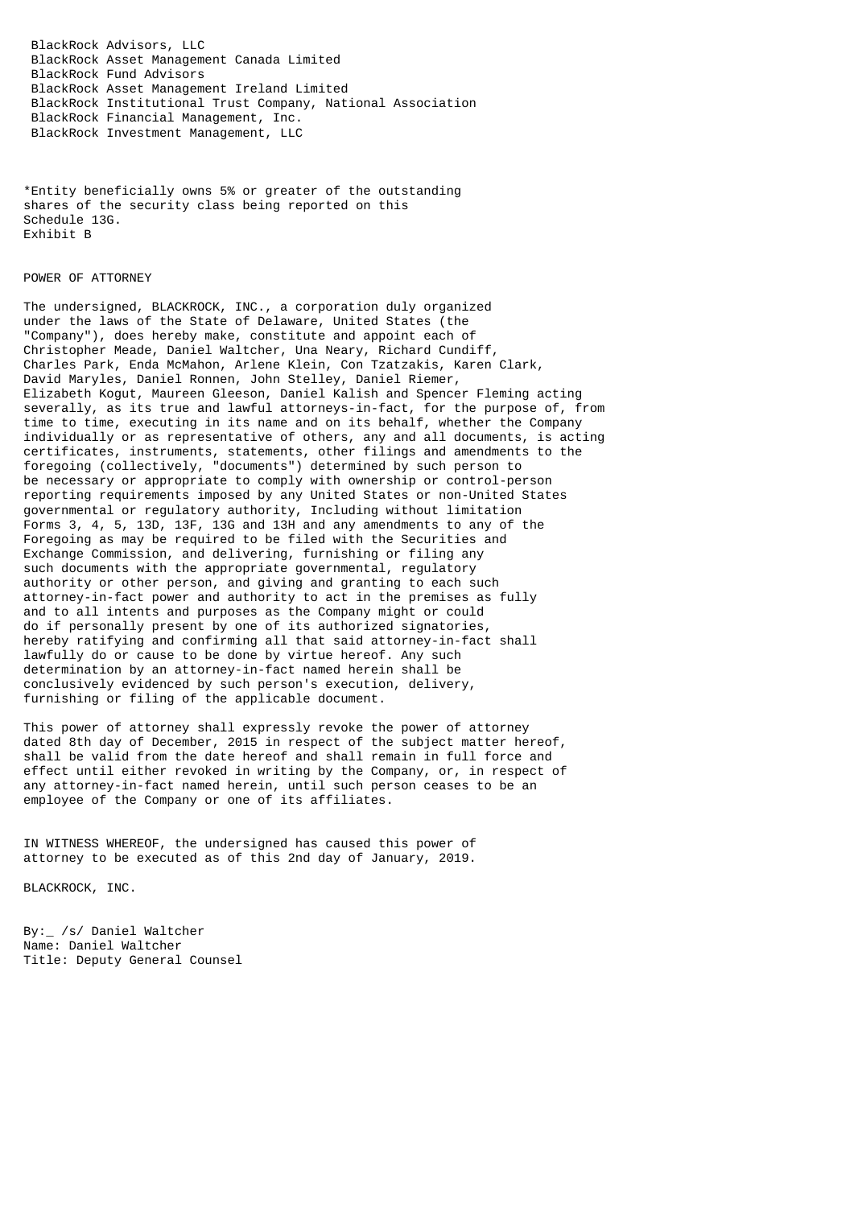BlackRock Advisors, LLC
BlackRock Asset Management Canada Limited
BlackRock Fund Advisors
BlackRock Asset Management Ireland Limited
BlackRock Institutional Trust Company, National Association
BlackRock Financial Management, Inc.
BlackRock Investment Management, LLC

*Entity beneficially owns 5% or greater of the outstanding shares of the security class being reported on this Schedule 13G.

Exhibit B

POWER OF ATTORNEY

The undersigned, BLACKROCK, INC., a corporation duly organized under the laws of the State of Delaware, United States (the "Company"), does hereby make, constitute and appoint each of Christopher Meade, Daniel Waltcher, Una Neary, Richard Cundiff, Charles Park, Enda McMahon, Arlene Klein, Con Tzatzakis, Karen Clark, David Maryles, Daniel Ronnen, John Stelley, Daniel Riemer, Elizabeth Kogut, Maureen Gleeson, Daniel Kalish and Spencer Fleming acting severally, as its true and lawful attorneys-in-fact, for the purpose of, from time to time, executing in its name and on its behalf, whether the Company individually or as representative of others, any and all documents, is acting certificates, instruments, statements, other filings and amendments to the foregoing (collectively, "documents") determined by such person to be necessary or appropriate to comply with ownership or control-person reporting requirements imposed by any United States or non-United States governmental or regulatory authority, Including without limitation Forms 3, 4, 5, 13D, 13F, 13G and 13H and any amendments to any of the Foregoing as may be required to be filed with the Securities and Exchange Commission, and delivering, furnishing or filing any such documents with the appropriate governmental, regulatory authority or other person, and giving and granting to each such attorney-in-fact power and authority to act in the premises as fully and to all intents and purposes as the Company might or could do if personally present by one of its authorized signatories, hereby ratifying and confirming all that said attorney-in-fact shall lawfully do or cause to be done by virtue hereof. Any such determination by an attorney-in-fact named herein shall be conclusively evidenced by such person's execution, delivery, furnishing or filing of the applicable document.

This power of attorney shall expressly revoke the power of attorney dated 8th day of December, 2015 in respect of the subject matter hereof, shall be valid from the date hereof and shall remain in full force and effect until either revoked in writing by the Company, or, in respect of any attorney-in-fact named herein, until such person ceases to be an employee of the Company or one of its affiliates.

IN WITNESS WHEREOF, the undersigned has caused this power of attorney to be executed as of this 2nd day of January, 2019.

BLACKROCK, INC.

By:_ /s/ Daniel Waltcher
Name: Daniel Waltcher
Title: Deputy General Counsel